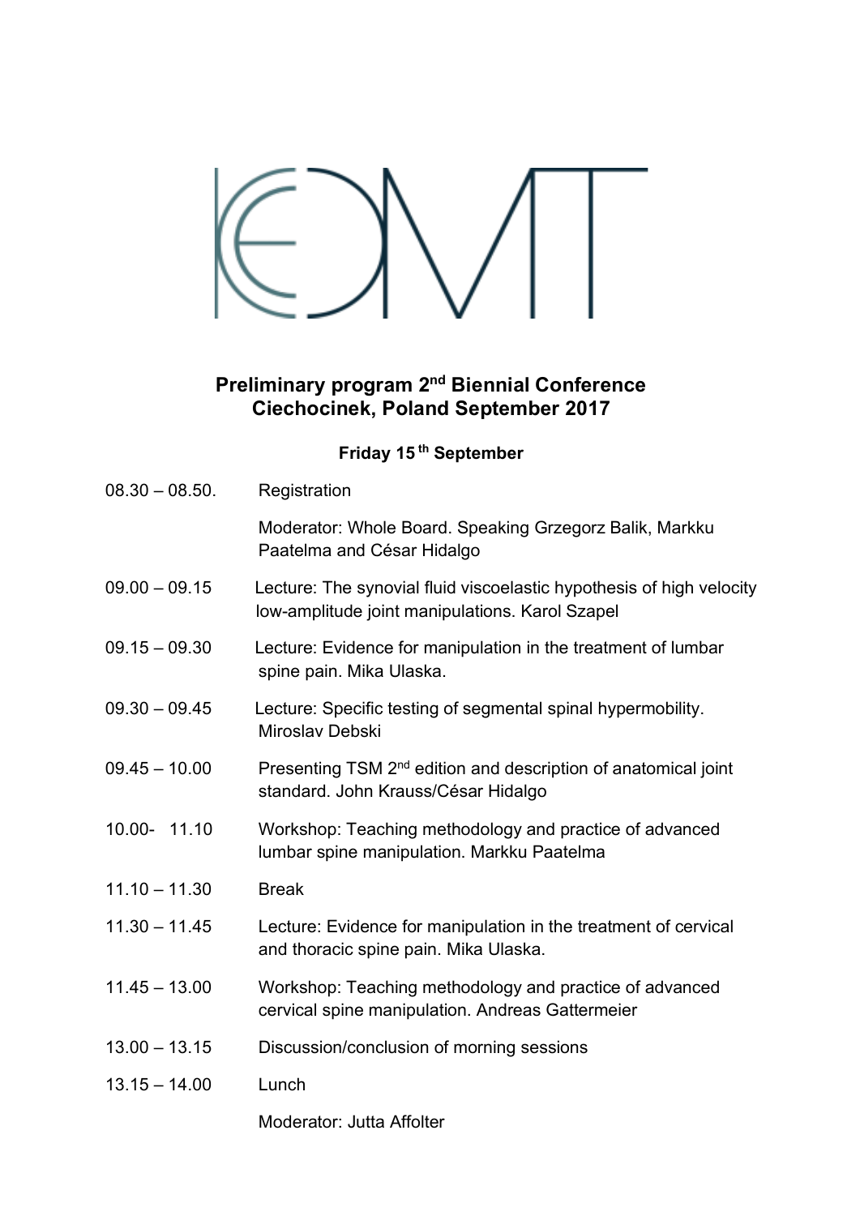# Preliminary program 2nd Biennial Conference Ciechocinek, Poland September 2017

## Friday 15th September

| | |
|---|---|
| 08.30 – 08.50. | Registration |
| | Moderator: Whole Board. Speaking Grzegorz Balik, Markku Paatelma and César Hidalgo |
| 09.00 – 09.15 | Lecture: The synovial fluid viscoelastic hypothesis of high velocity low-amplitude joint manipulations. Karol Szapel |
| 09.15 – 09.30 | Lecture: Evidence for manipulation in the treatment of lumbar spine pain. Mika Ulaska. |
| 09.30 – 09.45 | Lecture: Specific testing of segmental spinal hypermobility. Miroslav Debski |
| 09.45 – 10.00 | Presenting TSM 2nd edition and description of anatomical joint standard. John Krauss/César Hidalgo |
| 10.00- 11.10 | Workshop: Teaching methodology and practice of advanced lumbar spine manipulation. Markku Paatelma |
| 11.10 – 11.30 | Break |
| 11.30 – 11.45 | Lecture: Evidence for manipulation in the treatment of cervical and thoracic spine pain. Mika Ulaska. |
| 11.45 – 13.00 | Workshop: Teaching methodology and practice of advanced cervical spine manipulation. Andreas Gattermeier |
| 13.00 – 13.15 | Discussion/conclusion of morning sessions |
| 13.15 – 14.00 | Lunch |
| | Moderator: Jutta Affolter |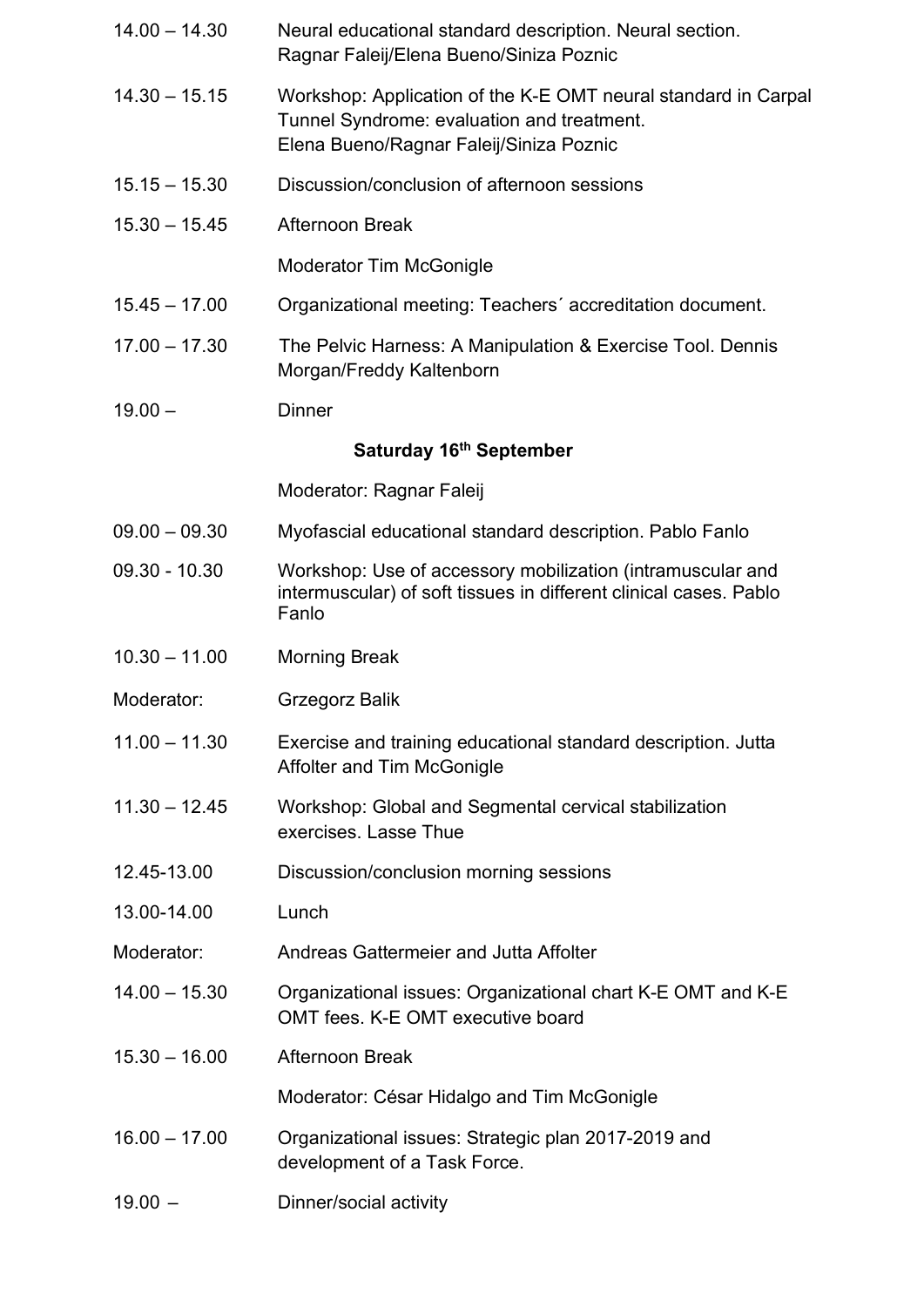| | |
|---|---|
| 14.00 – 14.30 | Neural educational standard description. Neural section. Ragnar Faleij/Elena Bueno/Siniza Poznic |
| 14.30 – 15.15 | Workshop: Application of the K-E OMT neural standard in Carpal Tunnel Syndrome: evaluation and treatment. Elena Bueno/Ragnar Faleij/Siniza Poznic |
| 15.15 – 15.30 | Discussion/conclusion of afternoon sessions |
| 15.30 – 15.45 | Afternoon Break |
| | Moderator Tim McGonigle |
| 15.45 – 17.00 | Organizational meeting: Teachers´ accreditation document. |
| 17.00 – 17.30 | The Pelvic Harness: A Manipulation & Exercise Tool. Dennis Morgan/Freddy Kaltenborn |
| 19.00 – | Dinner |

**Saturday 16th September**

| | |
|---|---|
| | Moderator: Ragnar Faleij |
| 09.00 – 09.30 | Myofascial educational standard description. Pablo Fanlo |
| 09.30 - 10.30 | Workshop: Use of accessory mobilization (intramuscular and intermuscular) of soft tissues in different clinical cases. Pablo Fanlo |
| 10.30 – 11.00 | Morning Break |
| Moderator: | Grzegorz Balik |
| 11.00 – 11.30 | Exercise and training educational standard description. Jutta Affolter and Tim McGonigle |
| 11.30 – 12.45 | Workshop: Global and Segmental cervical stabilization exercises. Lasse Thue |
| 12.45-13.00 | Discussion/conclusion morning sessions |
| 13.00-14.00 | Lunch |
| Moderator: | Andreas Gattermeier and Jutta Affolter |
| 14.00 – 15.30 | Organizational issues: Organizational chart K-E OMT and K-E OMT fees. K-E OMT executive board |
| 15.30 – 16.00 | Afternoon Break |
| | Moderator: César Hidalgo and Tim McGonigle |
| 16.00 – 17.00 | Organizational issues: Strategic plan 2017-2019 and development of a Task Force. |
| 19.00 – | Dinner/social activity |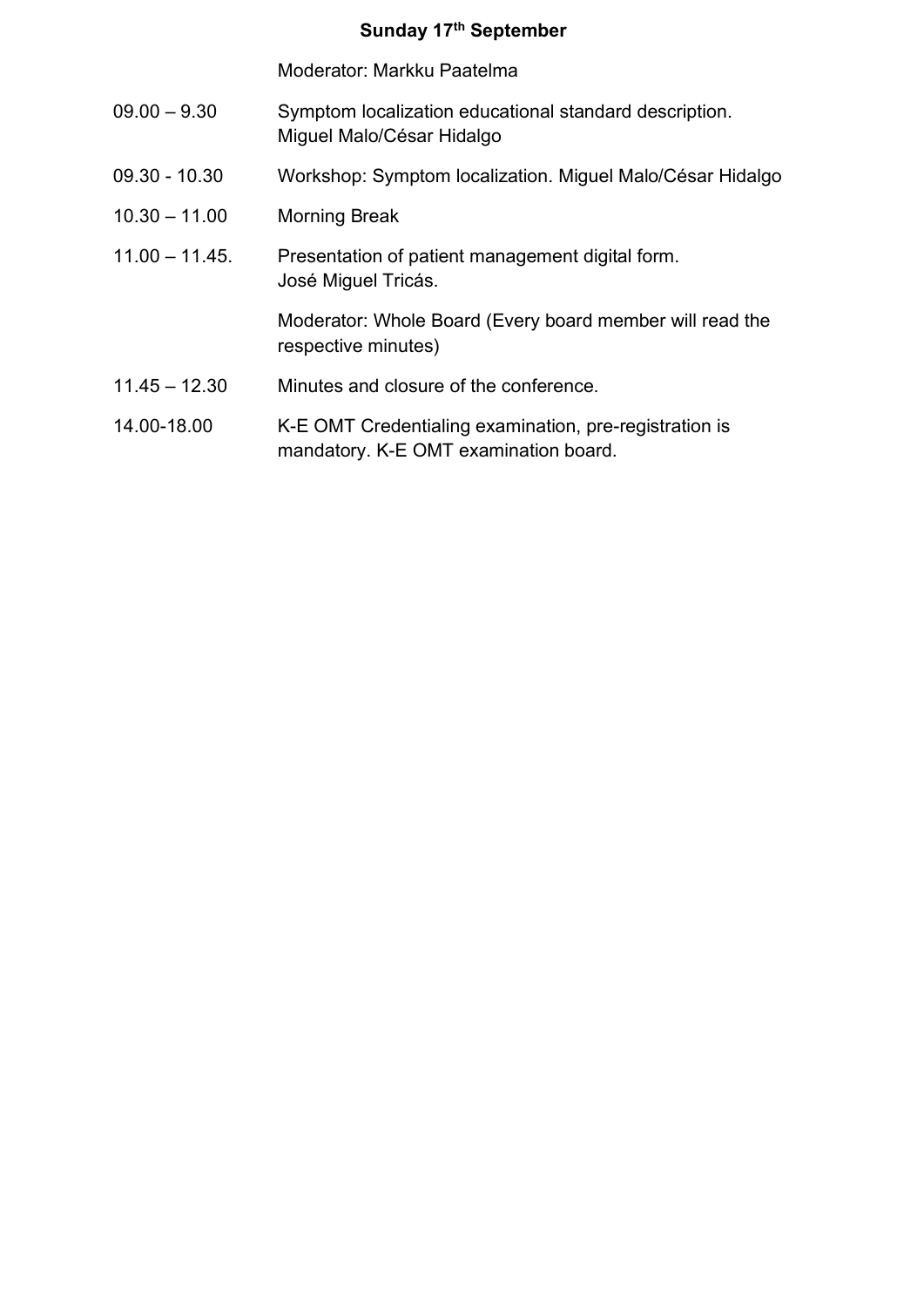**Sunday 17th September**

| | |
|---|---|
| | Moderator: Markku Paatelma |
| 09.00 – 9.30 | Symptom localization educational standard description. Miguel Malo/César Hidalgo |
| 09.30 - 10.30 | Workshop: Symptom localization. Miguel Malo/César Hidalgo |
| 10.30 – 11.00 | Morning Break |
| 11.00 – 11.45. | Presentation of patient management digital form. José Miguel Tricás. |
| | Moderator: Whole Board (Every board member will read the respective minutes) |
| 11.45 – 12.30 | Minutes and closure of the conference. |
| 14.00-18.00 | K-E OMT Credentialing examination, pre-registration is mandatory. K-E OMT examination board. |